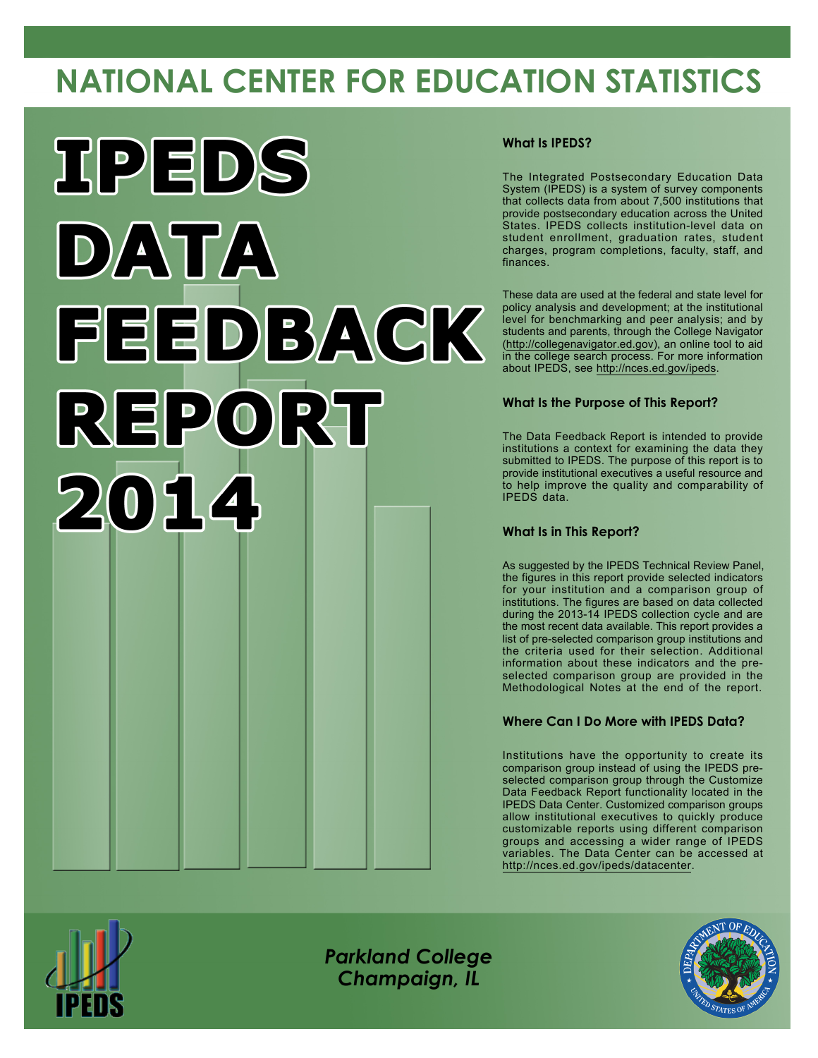# NATIONAL CENTER FOR EDUCATION STATISTICS

# IPEDS DATA FEEDBACK REPORT 2014

### What Is IPEDS?

The Integrated Postsecondary Education Data System (IPEDS) is a system of survey components that collects data from about 7,500 institutions that provide postsecondary education across the United States. IPEDS collects institution-level data on student enrollment, graduation rates, student charges, program completions, faculty, staff, and finances.

These data are used at the federal and state level for policy analysis and development; at the institutional level for benchmarking and peer analysis; and by students and parents, through the College Navigator (http://collegenavigator.ed.gov), an online tool to aid in the college search process. For more information about IPEDS, see http://nces.ed.gov/ipeds.

### What Is the Purpose of This Report?

The Data Feedback Report is intended to provide institutions a context for examining the data they submitted to IPEDS. The purpose of this report is to provide institutional executives a useful resource and to help improve the quality and comparability of IPEDS data.

### What Is in This Report?

As suggested by the IPEDS Technical Review Panel, the figures in this report provide selected indicators for your institution and a comparison group of institutions. The figures are based on data collected during the 2013-14 IPEDS collection cycle and are the most recent data available. This report provides a list of pre-selected comparison group institutions and the criteria used for their selection. Additional information about these indicators and the pre-selected comparison group are provided in the Methodological Notes at the end of the report.

### Where Can I Do More with IPEDS Data?

Institutions have the opportunity to create its comparison group instead of using the IPEDS pre-selected comparison group through the Customize Data Feedback Report functionality located in the IPEDS Data Center. Customized comparison groups allow institutional executives to quickly produce customizable reports using different comparison groups and accessing a wider range of IPEDS variables. The Data Center can be accessed at http://nces.ed.gov/ipeds/datacenter.

*Parkland College*
*Champaign, IL*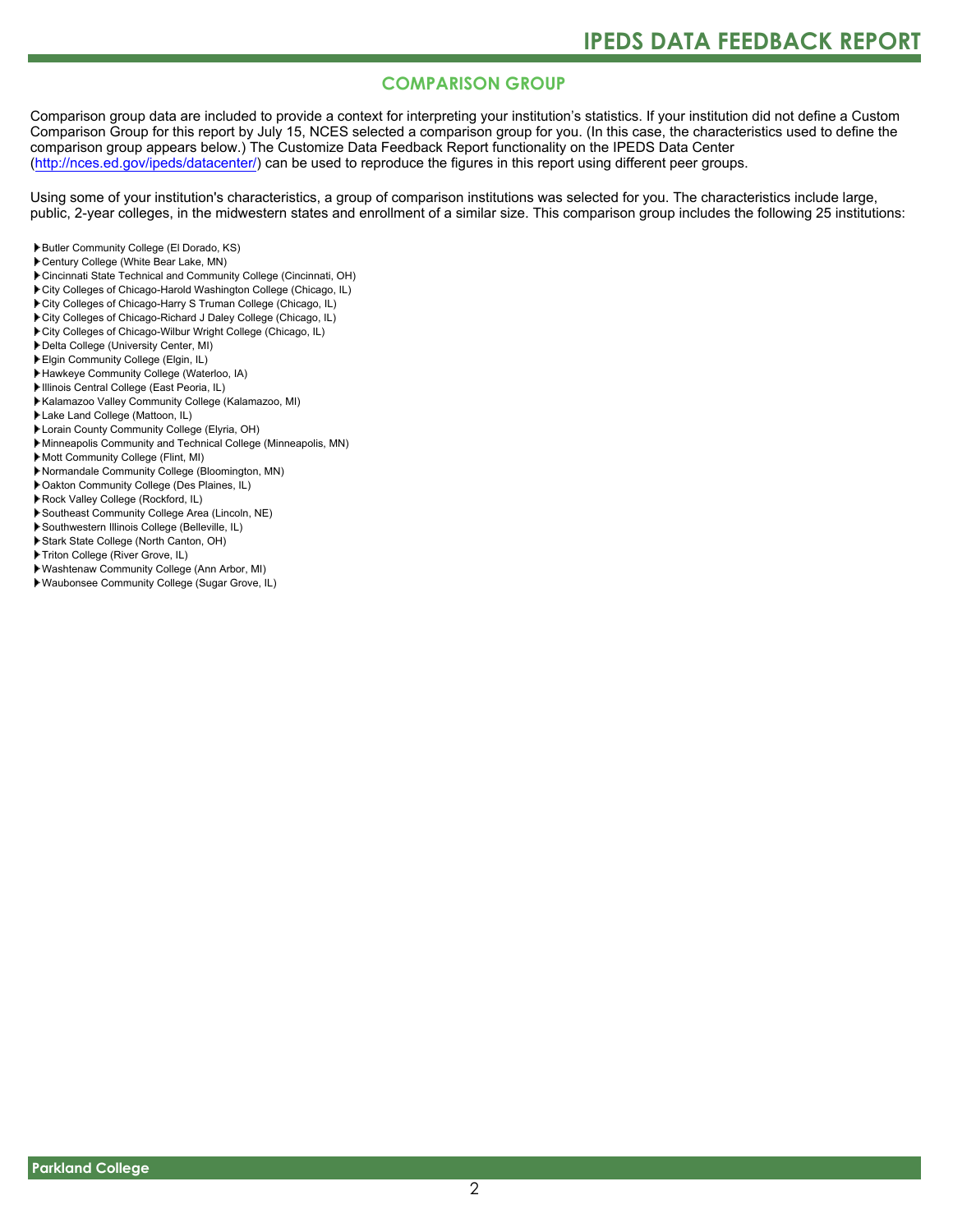## COMPARISON GROUP

Comparison group data are included to provide a context for interpreting your institution's statistics. If your institution did not define a Custom Comparison Group for this report by July 15, NCES selected a comparison group for you. (In this case, the characteristics used to define the comparison group appears below.) The Customize Data Feedback Report functionality on the IPEDS Data Center (http://nces.ed.gov/ipeds/datacenter/) can be used to reproduce the figures in this report using different peer groups.

Using some of your institution's characteristics, a group of comparison institutions was selected for you. The characteristics include large, public, 2-year colleges, in the midwestern states and enrollment of a similar size. This comparison group includes the following 25 institutions:

- Butler Community College (El Dorado, KS)
- Century College (White Bear Lake, MN)
- Cincinnati State Technical and Community College (Cincinnati, OH)
- City Colleges of Chicago-Harold Washington College (Chicago, IL)
- City Colleges of Chicago-Harry S Truman College (Chicago, IL)
- City Colleges of Chicago-Richard J Daley College (Chicago, IL)
- City Colleges of Chicago-Wilbur Wright College (Chicago, IL)
- Delta College (University Center, MI)
- Elgin Community College (Elgin, IL)
- Hawkeye Community College (Waterloo, IA)
- Illinois Central College (East Peoria, IL)
- Kalamazoo Valley Community College (Kalamazoo, MI)
- Lake Land College (Mattoon, IL)
- Lorain County Community College (Elyria, OH)
- Minneapolis Community and Technical College (Minneapolis, MN)
- Mott Community College (Flint, MI)
- Normandale Community College (Bloomington, MN)
- Oakton Community College (Des Plaines, IL)
- Rock Valley College (Rockford, IL)
- Southeast Community College Area (Lincoln, NE)
- Southwestern Illinois College (Belleville, IL)
- Stark State College (North Canton, OH)
- Triton College (River Grove, IL)
- Washtenaw Community College (Ann Arbor, MI)
- Waubonsee Community College (Sugar Grove, IL)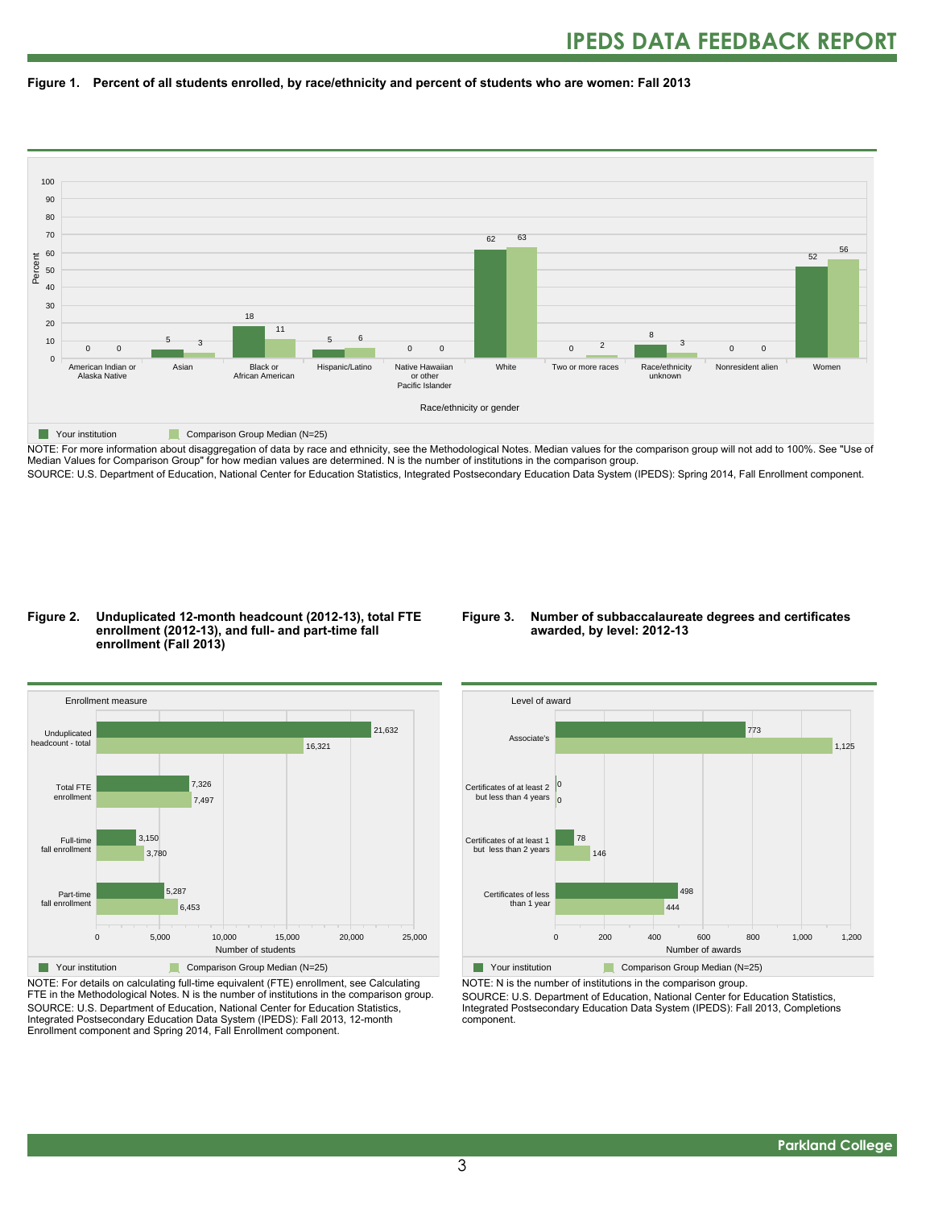**Figure 1. Percent of all students enrolled, by race/ethnicity and percent of students who are women: Fall 2013**

| Race/ethnicity or gender | Your institution | Comparison Group Median (N=25) |
|---|---|---|
| American Indian or Alaska Native | 0 | 0 |
| Asian | 5 | 3 |
| Black or African American | 18 | 11 |
| Hispanic/Latino | 5 | 6 |
| Native Hawaiian or other Pacific Islander | 0 | 0 |
| White | 62 | 63 |
| Two or more races | 0 | 2 |
| Race/ethnicity unknown | 8 | 3 |
| Nonresident alien | 0 | 0 |
| Women | 52 | 56 |

NOTE: For more information about disaggregation of data by race and ethnicity, see the Methodological Notes. Median values for the comparison group will not add to 100%. See "Use of Median Values for Comparison Group" for how median values are determined. N is the number of institutions in the comparison group.
SOURCE: U.S. Department of Education, National Center for Education Statistics, Integrated Postsecondary Education Data System (IPEDS): Spring 2014, Fall Enrollment component.

**Figure 2. Unduplicated 12-month headcount (2012-13), total FTE enrollment (2012-13), and full- and part-time fall enrollment (Fall 2013)**

| Enrollment measure | Your institution | Comparison Group Median (N=25) |
|---|---|---|
| Unduplicated headcount - total | 21,632 | 16,321 |
| Total FTE enrollment | 7,326 | 7,497 |
| Full-time fall enrollment | 3,150 | 3,780 |
| Part-time fall enrollment | 5,287 | 6,453 |

NOTE: For details on calculating full-time equivalent (FTE) enrollment, see Calculating FTE in the Methodological Notes. N is the number of institutions in the comparison group.
SOURCE: U.S. Department of Education, National Center for Education Statistics, Integrated Postsecondary Education Data System (IPEDS): Fall 2013, 12-month Enrollment component and Spring 2014, Fall Enrollment component.

**Figure 3. Number of subbaccalaureate degrees and certificates awarded, by level: 2012-13**

| Level of award | Your institution | Comparison Group Median (N=25) |
|---|---|---|
| Associate's | 773 | 1,125 |
| Certificates of at least 2 but less than 4 years | 0 | 0 |
| Certificates of at least 1 but less than 2 years | 78 | 146 |
| Certificates of less than 1 year | 498 | 444 |

NOTE: N is the number of institutions in the comparison group.
SOURCE: U.S. Department of Education, National Center for Education Statistics, Integrated Postsecondary Education Data System (IPEDS): Fall 2013, Completions component.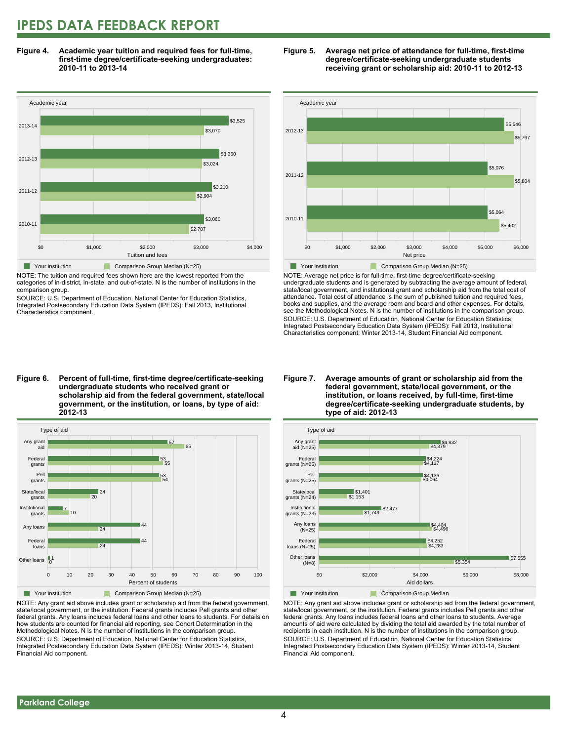**Figure 4. Academic year tuition and required fees for full-time, first-time degree/certificate-seeking undergraduates: 2010-11 to 2013-14**

| Academic year | Your institution | Comparison Group Median (N=25) |
|---|---|---|
| 2013-14 | $3,525 | $3,070 |
| 2012-13 | $3,360 | $3,024 |
| 2011-12 | $3,210 | $2,904 |
| 2010-11 | $3,060 | $2,787 |

NOTE: The tuition and required fees shown here are the lowest reported from the categories of in-district, in-state, and out-of-state. N is the number of institutions in the comparison group.

SOURCE: U.S. Department of Education, National Center for Education Statistics, Integrated Postsecondary Education Data System (IPEDS): Fall 2013, Institutional Characteristics component.

**Figure 5. Average net price of attendance for full-time, first-time degree/certificate-seeking undergraduate students receiving grant or scholarship aid: 2010-11 to 2012-13**

| Academic year | Your institution | Comparison Group Median (N=25) |
|---|---|---|
| 2012-13 | $5,546 | $5,797 |
| 2011-12 | $5,076 | $5,804 |
| 2010-11 | $5,064 | $5,402 |

NOTE: Average net price is for full-time, first-time degree/certificate-seeking undergraduate students and is generated by subtracting the average amount of federal, state/local government, and institutional grant and scholarship aid from the total cost of attendance. Total cost of attendance is the sum of published tuition and required fees, books and supplies, and the average room and board and other expenses. For details, see the Methodological Notes. N is the number of institutions in the comparison group.

SOURCE: U.S. Department of Education, National Center for Education Statistics, Integrated Postsecondary Education Data System (IPEDS): Fall 2013, Institutional Characteristics component; Winter 2013-14, Student Financial Aid component.

**Figure 6. Percent of full-time, first-time degree/certificate-seeking undergraduate students who received grant or scholarship aid from the federal government, state/local government, or the institution, or loans, by type of aid: 2012-13**

| Type of aid | Your institution | Comparison Group Median (N=25) |
|---|---|---|
| Any grant aid | 57 | 65 |
| Federal grants | 53 | 55 |
| Pell grants | 53 | 54 |
| State/local grants | 24 | 20 |
| Institutional grants | 7 | 10 |
| Any loans | 44 | 24 |
| Federal loans | 44 | 24 |
| Other loans | 1 | 0 |

NOTE: Any grant aid above includes grant or scholarship aid from the federal government, state/local government, or the institution. Federal grants includes Pell grants and other federal grants. Any loans includes federal loans and other loans to students. For details on how students are counted for financial aid reporting, see Cohort Determination in the Methodological Notes. N is the number of institutions in the comparison group.

SOURCE: U.S. Department of Education, National Center for Education Statistics, Integrated Postsecondary Education Data System (IPEDS): Winter 2013-14, Student Financial Aid component.

**Figure 7. Average amounts of grant or scholarship aid from the federal government, state/local government, or the institution, or loans received, by full-time, first-time degree/certificate-seeking undergraduate students, by type of aid: 2012-13**

| Type of aid | Your institution | Comparison Group Median |
|---|---|---|
| Any grant aid (N=25) | $4,832 | $4,379 |
| Federal grants (N=25) | $4,224 | $4,117 |
| Pell grants (N=25) | $4,136 | $4,064 |
| State/local grants (N=24) | $1,401 | $1,153 |
| Institutional grants (N=23) | $2,477 | $1,749 |
| Any loans (N=25) | $4,404 | $4,496 |
| Federal loans (N=25) | $4,252 | $4,283 |
| Other loans (N=8) | $7,555 | $5,354 |

NOTE: Any grant aid above includes grant or scholarship aid from the federal government, state/local government, or the institution. Federal grants includes Pell grants and other federal grants. Any loans includes federal loans and other loans to students. Average amounts of aid were calculated by dividing the total aid awarded by the total number of recipients in each institution. N is the number of institutions in the comparison group.

SOURCE: U.S. Department of Education, National Center for Education Statistics, Integrated Postsecondary Education Data System (IPEDS): Winter 2013-14, Student Financial Aid component.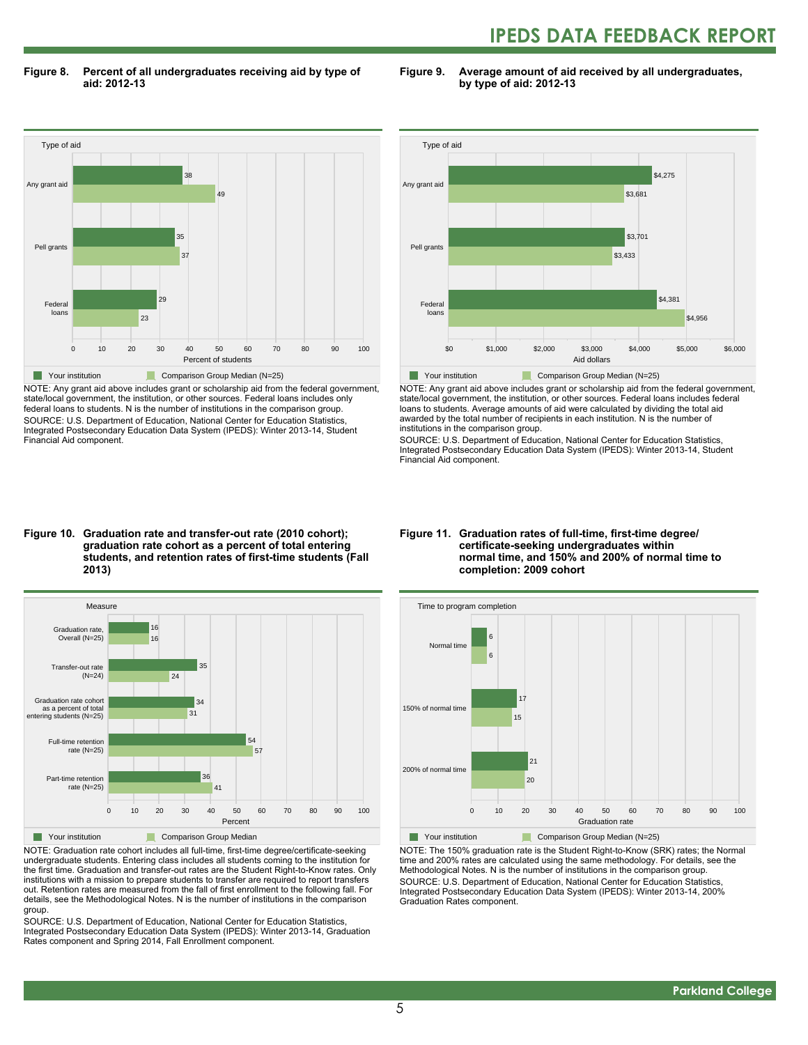**Figure 8. Percent of all undergraduates receiving aid by type of aid: 2012-13**

| Type of aid | Your institution | Comparison Group Median (N=25) |
|---|---|---|
| Any grant aid | 38 | 49 |
| Pell grants | 35 | 37 |
| Federal loans | 29 | 23 |

Percent of students

NOTE: Any grant aid above includes grant or scholarship aid from the federal government, state/local government, the institution, or other sources. Federal loans includes only federal loans to students. N is the number of institutions in the comparison group.
SOURCE: U.S. Department of Education, National Center for Education Statistics, Integrated Postsecondary Education Data System (IPEDS): Winter 2013-14, Student Financial Aid component.

**Figure 9. Average amount of aid received by all undergraduates, by type of aid: 2012-13**

| Type of aid | Your institution | Comparison Group Median (N=25) |
|---|---|---|
| Any grant aid | $4,275 | $3,681 |
| Pell grants | $3,701 | $3,433 |
| Federal loans | $4,381 | $4,956 |

Aid dollars

NOTE: Any grant aid above includes grant or scholarship aid from the federal government, state/local government, the institution, or other sources. Federal loans includes federal loans to students. Average amounts of aid were calculated by dividing the total aid awarded by the total number of recipients in each institution. N is the number of institutions in the comparison group.
SOURCE: U.S. Department of Education, National Center for Education Statistics, Integrated Postsecondary Education Data System (IPEDS): Winter 2013-14, Student Financial Aid component.

**Figure 10. Graduation rate and transfer-out rate (2010 cohort); graduation rate cohort as a percent of total entering students, and retention rates of first-time students (Fall 2013)**

| Measure | Your institution | Comparison Group Median |
|---|---|---|
| Graduation rate, Overall (N=25) | 16 | 16 |
| Transfer-out rate (N=24) | 35 | 24 |
| Graduation rate cohort as a percent of total entering students (N=25) | 34 | 31 |
| Full-time retention rate (N=25) | 54 | 57 |
| Part-time retention rate (N=25) | 36 | 41 |

Percent

NOTE: Graduation rate cohort includes all full-time, first-time degree/certificate-seeking undergraduate students. Entering class includes all students coming to the institution for the first time. Graduation and transfer-out rates are the Student Right-to-Know rates. Only institutions with a mission to prepare students to transfer are required to report transfers out. Retention rates are measured from the fall of first enrollment to the following fall. For details, see the Methodological Notes. N is the number of institutions in the comparison group.
SOURCE: U.S. Department of Education, National Center for Education Statistics, Integrated Postsecondary Education Data System (IPEDS): Winter 2013-14, Graduation Rates component and Spring 2014, Fall Enrollment component.

**Figure 11. Graduation rates of full-time, first-time degree/certificate-seeking undergraduates within normal time, and 150% and 200% of normal time to completion: 2009 cohort**

| Time to program completion | Your institution | Comparison Group Median (N=25) |
|---|---|---|
| Normal time | 6 | 6 |
| 150% of normal time | 17 | 15 |
| 200% of normal time | 21 | 20 |

Graduation rate

NOTE: The 150% graduation rate is the Student Right-to-Know (SRK) rates; the Normal time and 200% rates are calculated using the same methodology. For details, see the Methodological Notes. N is the number of institutions in the comparison group.
SOURCE: U.S. Department of Education, National Center for Education Statistics, Integrated Postsecondary Education Data System (IPEDS): Winter 2013-14, 200% Graduation Rates component.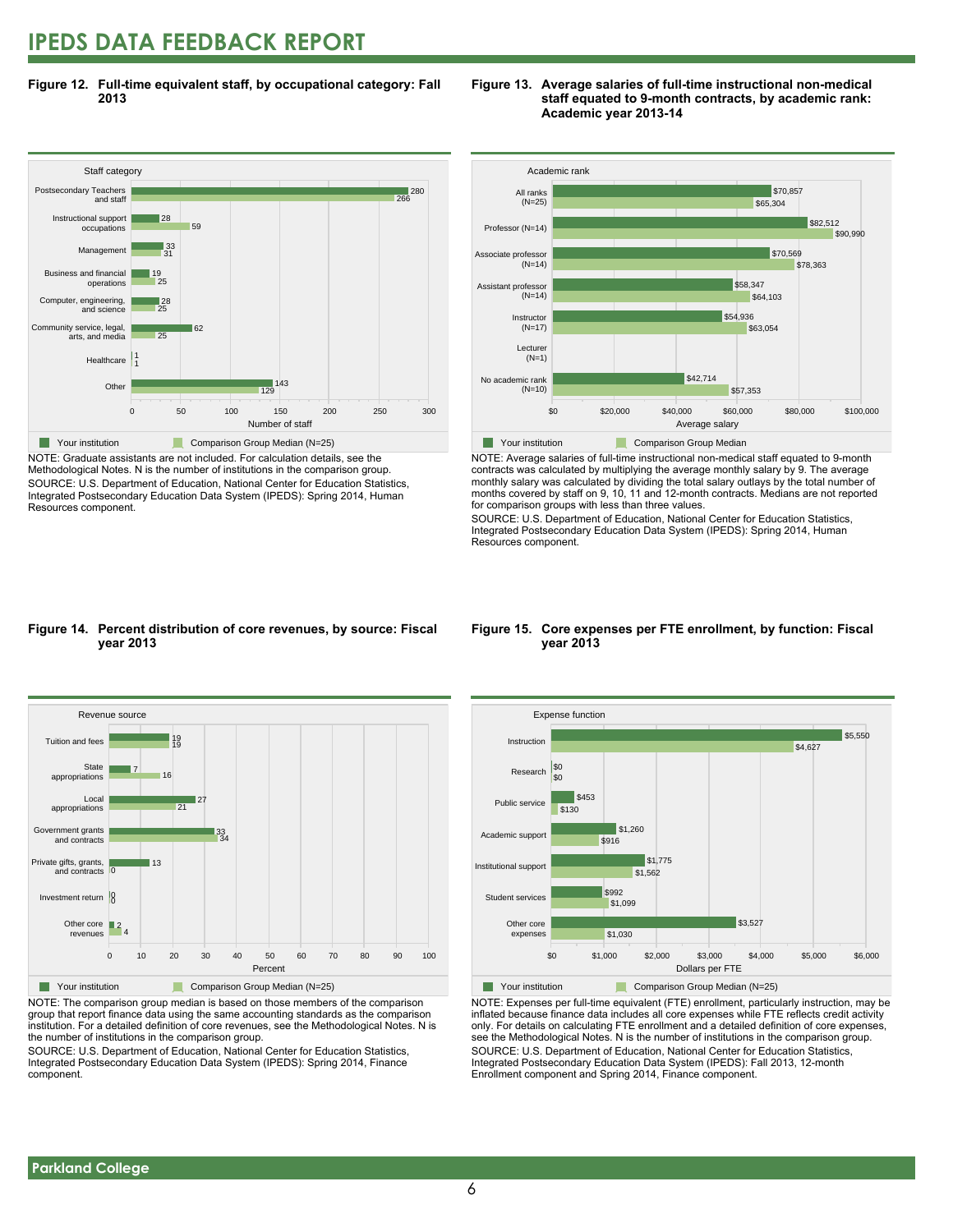**Figure 12. Full-time equivalent staff, by occupational category: Fall 2013**

| Staff category | Your institution | Comparison Group Median (N=25) |
|---|---|---|
| Postsecondary Teachers and staff | 280 | 266 |
| Instructional support occupations | 28 | 59 |
| Management | 33 | 31 |
| Business and financial operations | 19 | 25 |
| Computer, engineering, and science | 28 | 25 |
| Community service, legal, arts, and media | 62 | 25 |
| Healthcare | 1 | 1 |
| Other | 143 | 129 |

NOTE: Graduate assistants are not included. For calculation details, see the Methodological Notes. N is the number of institutions in the comparison group.
SOURCE: U.S. Department of Education, National Center for Education Statistics, Integrated Postsecondary Education Data System (IPEDS): Spring 2014, Human Resources component.

**Figure 13. Average salaries of full-time instructional non-medical staff equated to 9-month contracts, by academic rank: Academic year 2013-14**

| Academic rank | Your institution | Comparison Group Median |
|---|---|---|
| All ranks (N=25) | $70,857 | $65,304 |
| Professor (N=14) | $82,512 | $90,990 |
| Associate professor (N=14) | $70,569 | $78,363 |
| Assistant professor (N=14) | $58,347 | $64,103 |
| Instructor (N=17) | $54,936 | $63,054 |
| Lecturer (N=1) | | |
| No academic rank (N=10) | $42,714 | $57,353 |

NOTE: Average salaries of full-time instructional non-medical staff equated to 9-month contracts was calculated by multiplying the average monthly salary by 9. The average monthly salary was calculated by dividing the total salary outlays by the total number of months covered by staff on 9, 10, 11 and 12-month contracts. Medians are not reported for comparison groups with less than three values.
SOURCE: U.S. Department of Education, National Center for Education Statistics, Integrated Postsecondary Education Data System (IPEDS): Spring 2014, Human Resources component.

**Figure 14. Percent distribution of core revenues, by source: Fiscal year 2013**

| Revenue source | Your institution | Comparison Group Median (N=25) |
|---|---|---|
| Tuition and fees | 19 | 19 |
| State appropriations | 7 | 16 |
| Local appropriations | 27 | 21 |
| Government grants and contracts | 33 | 34 |
| Private gifts, grants, and contracts | 13 | 0 |
| Investment return | 0 | 0 |
| Other core revenues | 2 | 4 |

NOTE: The comparison group median is based on those members of the comparison group that report finance data using the same accounting standards as the comparison institution. For a detailed definition of core revenues, see the Methodological Notes. N is the number of institutions in the comparison group.
SOURCE: U.S. Department of Education, National Center for Education Statistics, Integrated Postsecondary Education Data System (IPEDS): Spring 2014, Finance component.

**Figure 15. Core expenses per FTE enrollment, by function: Fiscal year 2013**

| Expense function | Your institution | Comparison Group Median (N=25) |
|---|---|---|
| Instruction | $5,550 | $4,627 |
| Research | $0 | $0 |
| Public service | $453 | $130 |
| Academic support | $1,260 | $916 |
| Institutional support | $1,775 | $1,562 |
| Student services | $992 | $1,099 |
| Other core expenses | $3,527 | $1,030 |

NOTE: Expenses per full-time equivalent (FTE) enrollment, particularly instruction, may be inflated because finance data includes all core expenses while FTE reflects credit activity only. For details on calculating FTE enrollment and a detailed definition of core expenses, see the Methodological Notes. N is the number of institutions in the comparison group.
SOURCE: U.S. Department of Education, National Center for Education Statistics, Integrated Postsecondary Education Data System (IPEDS): Fall 2013, 12-month Enrollment component and Spring 2014, Finance component.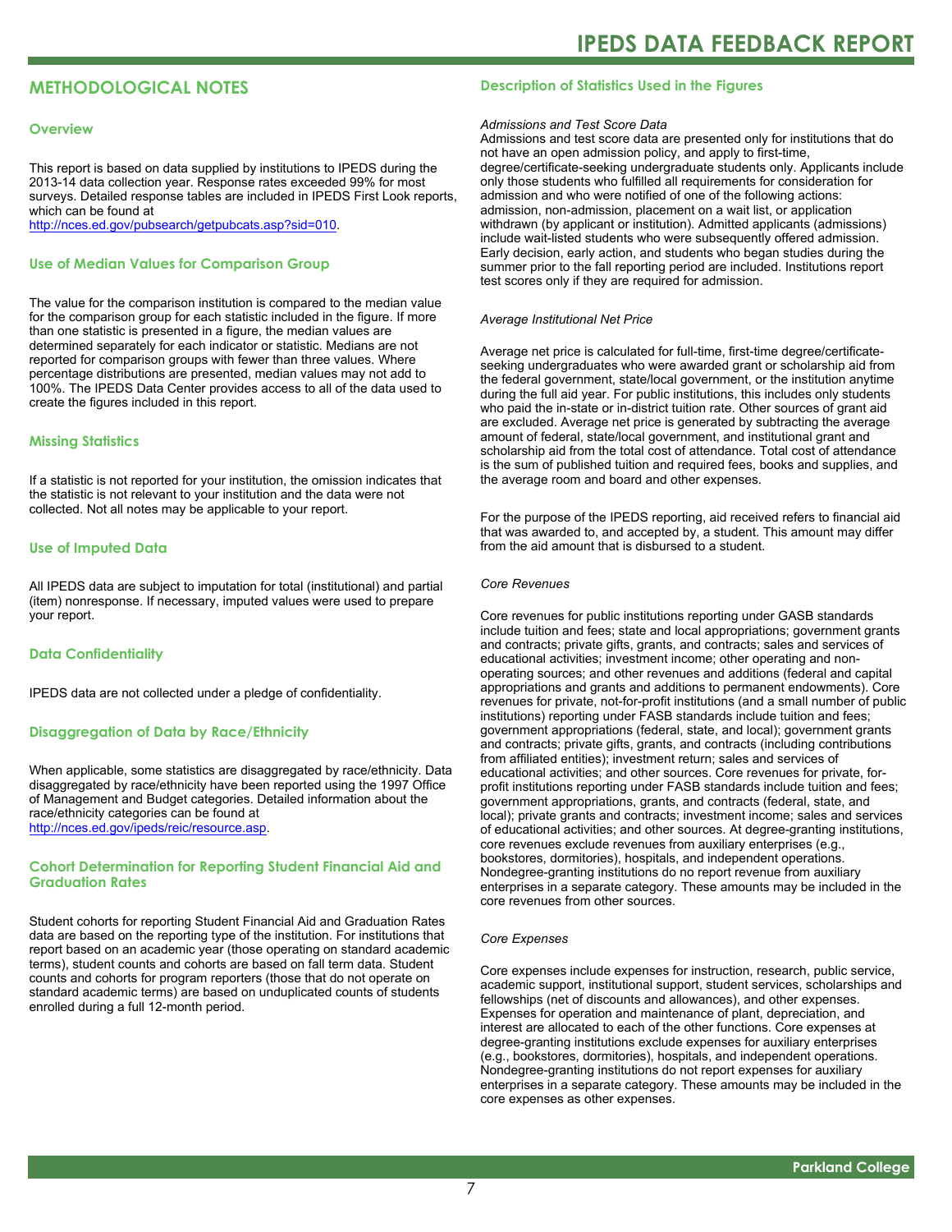## METHODOLOGICAL NOTES

### Overview

This report is based on data supplied by institutions to IPEDS during the 2013-14 data collection year. Response rates exceeded 99% for most surveys. Detailed response tables are included in IPEDS First Look reports, which can be found at http://nces.ed.gov/pubsearch/getpubcats.asp?sid=010.

### Use of Median Values for Comparison Group

The value for the comparison institution is compared to the median value for the comparison group for each statistic included in the figure. If more than one statistic is presented in a figure, the median values are determined separately for each indicator or statistic. Medians are not reported for comparison groups with fewer than three values. Where percentage distributions are presented, median values may not add to 100%. The IPEDS Data Center provides access to all of the data used to create the figures included in this report.

### Missing Statistics

If a statistic is not reported for your institution, the omission indicates that the statistic is not relevant to your institution and the data were not collected. Not all notes may be applicable to your report.

### Use of Imputed Data

All IPEDS data are subject to imputation for total (institutional) and partial (item) nonresponse. If necessary, imputed values were used to prepare your report.

### Data Confidentiality

IPEDS data are not collected under a pledge of confidentiality.

### Disaggregation of Data by Race/Ethnicity

When applicable, some statistics are disaggregated by race/ethnicity. Data disaggregated by race/ethnicity have been reported using the 1997 Office of Management and Budget categories. Detailed information about the race/ethnicity categories can be found at http://nces.ed.gov/ipeds/reic/resource.asp.

### Cohort Determination for Reporting Student Financial Aid and Graduation Rates

Student cohorts for reporting Student Financial Aid and Graduation Rates data are based on the reporting type of the institution. For institutions that report based on an academic year (those operating on standard academic terms), student counts and cohorts are based on fall term data. Student counts and cohorts for program reporters (those that do not operate on standard academic terms) are based on unduplicated counts of students enrolled during a full 12-month period.

### Description of Statistics Used in the Figures

*Admissions and Test Score Data*

Admissions and test score data are presented only for institutions that do not have an open admission policy, and apply to first-time, degree/certificate-seeking undergraduate students only. Applicants include only those students who fulfilled all requirements for consideration for admission and who were notified of one of the following actions: admission, non-admission, placement on a wait list, or application withdrawn (by applicant or institution). Admitted applicants (admissions) include wait-listed students who were subsequently offered admission. Early decision, early action, and students who began studies during the summer prior to the fall reporting period are included. Institutions report test scores only if they are required for admission.

*Average Institutional Net Price*

Average net price is calculated for full-time, first-time degree/certificate-seeking undergraduates who were awarded grant or scholarship aid from the federal government, state/local government, or the institution anytime during the full aid year. For public institutions, this includes only students who paid the in-state or in-district tuition rate. Other sources of grant aid are excluded. Average net price is generated by subtracting the average amount of federal, state/local government, and institutional grant and scholarship aid from the total cost of attendance. Total cost of attendance is the sum of published tuition and required fees, books and supplies, and the average room and board and other expenses.

For the purpose of the IPEDS reporting, aid received refers to financial aid that was awarded to, and accepted by, a student. This amount may differ from the aid amount that is disbursed to a student.

*Core Revenues*

Core revenues for public institutions reporting under GASB standards include tuition and fees; state and local appropriations; government grants and contracts; private gifts, grants, and contracts; sales and services of educational activities; investment income; other operating and non-operating sources; and other revenues and additions (federal and capital appropriations and grants and additions to permanent endowments). Core revenues for private, not-for-profit institutions (and a small number of public institutions) reporting under FASB standards include tuition and fees; government appropriations (federal, state, and local); government grants and contracts; private gifts, grants, and contracts (including contributions from affiliated entities); investment return; sales and services of educational activities; and other sources. Core revenues for private, for-profit institutions reporting under FASB standards include tuition and fees; government appropriations, grants, and contracts (federal, state, and local); private grants and contracts; investment income; sales and services of educational activities; and other sources. At degree-granting institutions, core revenues exclude revenues from auxiliary enterprises (e.g., bookstores, dormitories), hospitals, and independent operations. Nondegree-granting institutions do no report revenue from auxiliary enterprises in a separate category. These amounts may be included in the core revenues from other sources.

*Core Expenses*

Core expenses include expenses for instruction, research, public service, academic support, institutional support, student services, scholarships and fellowships (net of discounts and allowances), and other expenses. Expenses for operation and maintenance of plant, depreciation, and interest are allocated to each of the other functions. Core expenses at degree-granting institutions exclude expenses for auxiliary enterprises (e.g., bookstores, dormitories), hospitals, and independent operations. Nondegree-granting institutions do not report expenses for auxiliary enterprises in a separate category. These amounts may be included in the core expenses as other expenses.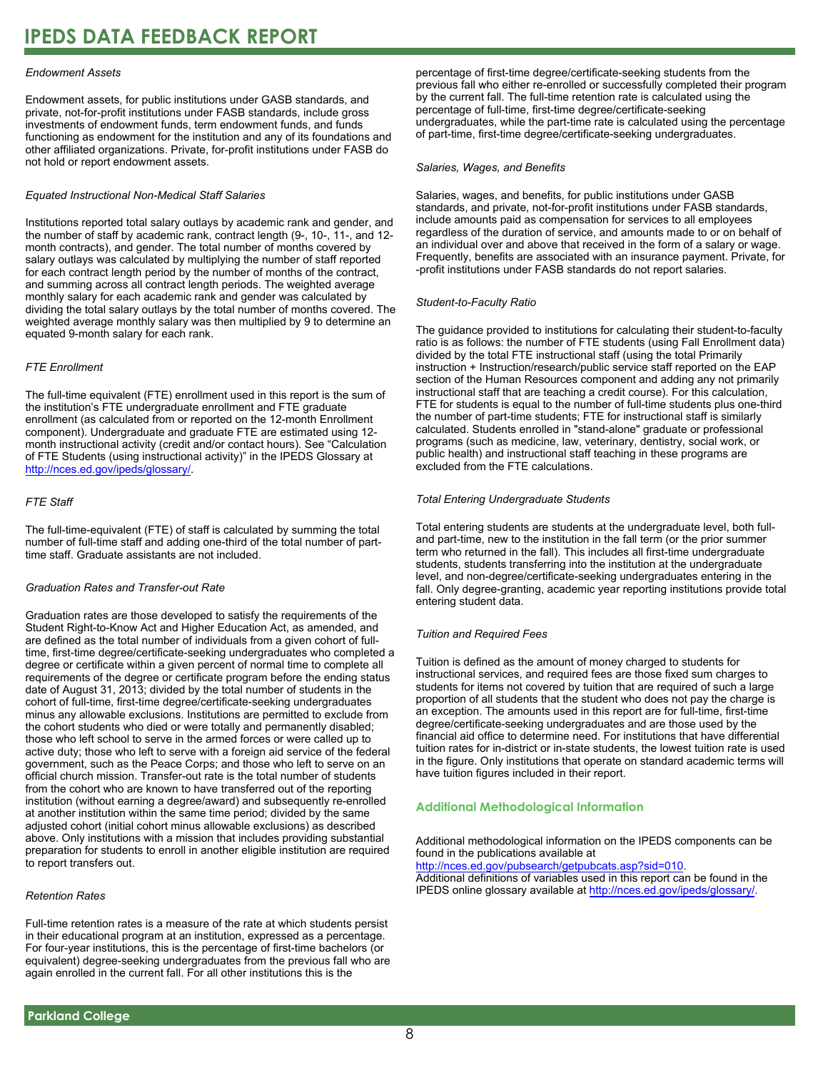*Endowment Assets*

Endowment assets, for public institutions under GASB standards, and private, not-for-profit institutions under FASB standards, include gross investments of endowment funds, term endowment funds, and funds functioning as endowment for the institution and any of its foundations and other affiliated organizations. Private, for-profit institutions under FASB do not hold or report endowment assets.

*Equated Instructional Non-Medical Staff Salaries*

Institutions reported total salary outlays by academic rank and gender, and the number of staff by academic rank, contract length (9-, 10-, 11-, and 12-month contracts), and gender. The total number of months covered by salary outlays was calculated by multiplying the number of staff reported for each contract length period by the number of months of the contract, and summing across all contract length periods. The weighted average monthly salary for each academic rank and gender was calculated by dividing the total salary outlays by the total number of months covered. The weighted average monthly salary was then multiplied by 9 to determine an equated 9-month salary for each rank.

*FTE Enrollment*

The full-time equivalent (FTE) enrollment used in this report is the sum of the institution's FTE undergraduate enrollment and FTE graduate enrollment (as calculated from or reported on the 12-month Enrollment component). Undergraduate and graduate FTE are estimated using 12-month instructional activity (credit and/or contact hours). See "Calculation of FTE Students (using instructional activity)" in the IPEDS Glossary at http://nces.ed.gov/ipeds/glossary/.

*FTE Staff*

The full-time-equivalent (FTE) of staff is calculated by summing the total number of full-time staff and adding one-third of the total number of part-time staff. Graduate assistants are not included.

*Graduation Rates and Transfer-out Rate*

Graduation rates are those developed to satisfy the requirements of the Student Right-to-Know Act and Higher Education Act, as amended, and are defined as the total number of individuals from a given cohort of full-time, first-time degree/certificate-seeking undergraduates who completed a degree or certificate within a given percent of normal time to complete all requirements of the degree or certificate program before the ending status date of August 31, 2013; divided by the total number of students in the cohort of full-time, first-time degree/certificate-seeking undergraduates minus any allowable exclusions. Institutions are permitted to exclude from the cohort students who died or were totally and permanently disabled; those who left school to serve in the armed forces or were called up to active duty; those who left to serve with a foreign aid service of the federal government, such as the Peace Corps; and those who left to serve on an official church mission. Transfer-out rate is the total number of students from the cohort who are known to have transferred out of the reporting institution (without earning a degree/award) and subsequently re-enrolled at another institution within the same time period; divided by the same adjusted cohort (initial cohort minus allowable exclusions) as described above. Only institutions with a mission that includes providing substantial preparation for students to enroll in another eligible institution are required to report transfers out.

*Retention Rates*

Full-time retention rates is a measure of the rate at which students persist in their educational program at an institution, expressed as a percentage. For four-year institutions, this is the percentage of first-time bachelors (or equivalent) degree-seeking undergraduates from the previous fall who are again enrolled in the current fall. For all other institutions this is the percentage of first-time degree/certificate-seeking students from the previous fall who either re-enrolled or successfully completed their program by the current fall. The full-time retention rate is calculated using the percentage of full-time, first-time degree/certificate-seeking undergraduates, while the part-time rate is calculated using the percentage of part-time, first-time degree/certificate-seeking undergraduates.

*Salaries, Wages, and Benefits*

Salaries, wages, and benefits, for public institutions under GASB standards, and private, not-for-profit institutions under FASB standards, include amounts paid as compensation for services to all employees regardless of the duration of service, and amounts made to or on behalf of an individual over and above that received in the form of a salary or wage. Frequently, benefits are associated with an insurance payment. Private, for-profit institutions under FASB standards do not report salaries.

*Student-to-Faculty Ratio*

The guidance provided to institutions for calculating their student-to-faculty ratio is as follows: the number of FTE students (using Fall Enrollment data) divided by the total FTE instructional staff (using the total Primarily instruction + Instruction/research/public service staff reported on the EAP section of the Human Resources component and adding any not primarily instructional staff that are teaching a credit course). For this calculation, FTE for students is equal to the number of full-time students plus one-third the number of part-time students; FTE for instructional staff is similarly calculated. Students enrolled in "stand-alone" graduate or professional programs (such as medicine, law, veterinary, dentistry, social work, or public health) and instructional staff teaching in these programs are excluded from the FTE calculations.

*Total Entering Undergraduate Students*

Total entering students are students at the undergraduate level, both full- and part-time, new to the institution in the fall term (or the prior summer term who returned in the fall). This includes all first-time undergraduate students, students transferring into the institution at the undergraduate level, and non-degree/certificate-seeking undergraduates entering in the fall. Only degree-granting, academic year reporting institutions provide total entering student data.

*Tuition and Required Fees*

Tuition is defined as the amount of money charged to students for instructional services, and required fees are those fixed sum charges to students for items not covered by tuition that are required of such a large proportion of all students that the student who does not pay the charge is an exception. The amounts used in this report are for full-time, first-time degree/certificate-seeking undergraduates and are those used by the financial aid office to determine need. For institutions that have differential tuition rates for in-district or in-state students, the lowest tuition rate is used in the figure. Only institutions that operate on standard academic terms will have tuition figures included in their report.

## Additional Methodological Information

Additional methodological information on the IPEDS components can be found in the publications available at http://nces.ed.gov/pubsearch/getpubcats.asp?sid=010.
Additional definitions of variables used in this report can be found in the IPEDS online glossary available at http://nces.ed.gov/ipeds/glossary/.